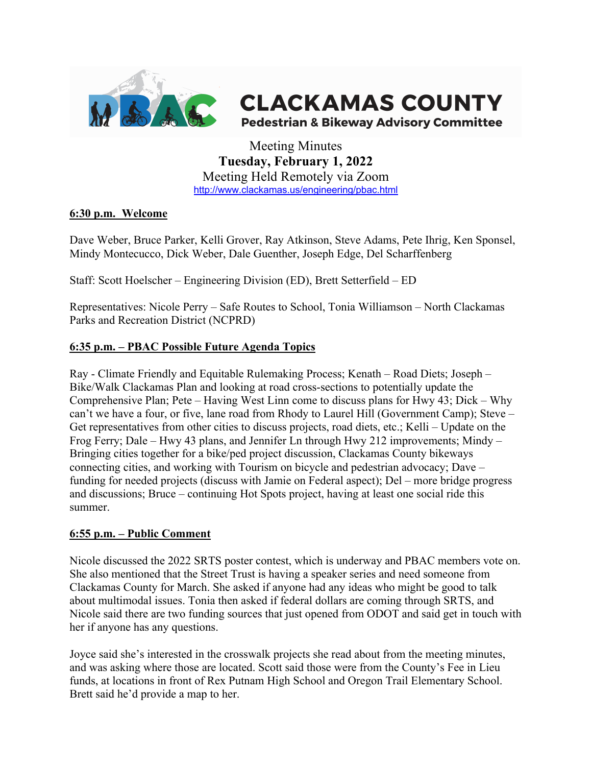# CLACKAMAS COUNTY

**Pedestrian & Bikeway Advisory Committee**

Meeting Minutes
**Tuesday, February 1, 2022**
Meeting Held Remotely via Zoom
http://www.clackamas.us/engineering/pbac.html

## 6:30 p.m. Welcome

Dave Weber, Bruce Parker, Kelli Grover, Ray Atkinson, Steve Adams, Pete Ihrig, Ken Sponsel, Mindy Montecucco, Dick Weber, Dale Guenther, Joseph Edge, Del Scharffenberg

Staff: Scott Hoelscher – Engineering Division (ED), Brett Setterfield – ED

Representatives: Nicole Perry – Safe Routes to School, Tonia Williamson – North Clackamas Parks and Recreation District (NCPRD)

## 6:35 p.m. – PBAC Possible Future Agenda Topics

Ray - Climate Friendly and Equitable Rulemaking Process; Kenath – Road Diets; Joseph – Bike/Walk Clackamas Plan and looking at road cross-sections to potentially update the Comprehensive Plan; Pete – Having West Linn come to discuss plans for Hwy 43; Dick – Why can't we have a four, or five, lane road from Rhody to Laurel Hill (Government Camp); Steve – Get representatives from other cities to discuss projects, road diets, etc.; Kelli – Update on the Frog Ferry; Dale – Hwy 43 plans, and Jennifer Ln through Hwy 212 improvements; Mindy – Bringing cities together for a bike/ped project discussion, Clackamas County bikeways connecting cities, and working with Tourism on bicycle and pedestrian advocacy; Dave – funding for needed projects (discuss with Jamie on Federal aspect); Del – more bridge progress and discussions; Bruce – continuing Hot Spots project, having at least one social ride this summer.

## 6:55 p.m. – Public Comment

Nicole discussed the 2022 SRTS poster contest, which is underway and PBAC members vote on. She also mentioned that the Street Trust is having a speaker series and need someone from Clackamas County for March. She asked if anyone had any ideas who might be good to talk about multimodal issues. Tonia then asked if federal dollars are coming through SRTS, and Nicole said there are two funding sources that just opened from ODOT and said get in touch with her if anyone has any questions.

Joyce said she's interested in the crosswalk projects she read about from the meeting minutes, and was asking where those are located. Scott said those were from the County's Fee in Lieu funds, at locations in front of Rex Putnam High School and Oregon Trail Elementary School. Brett said he'd provide a map to her.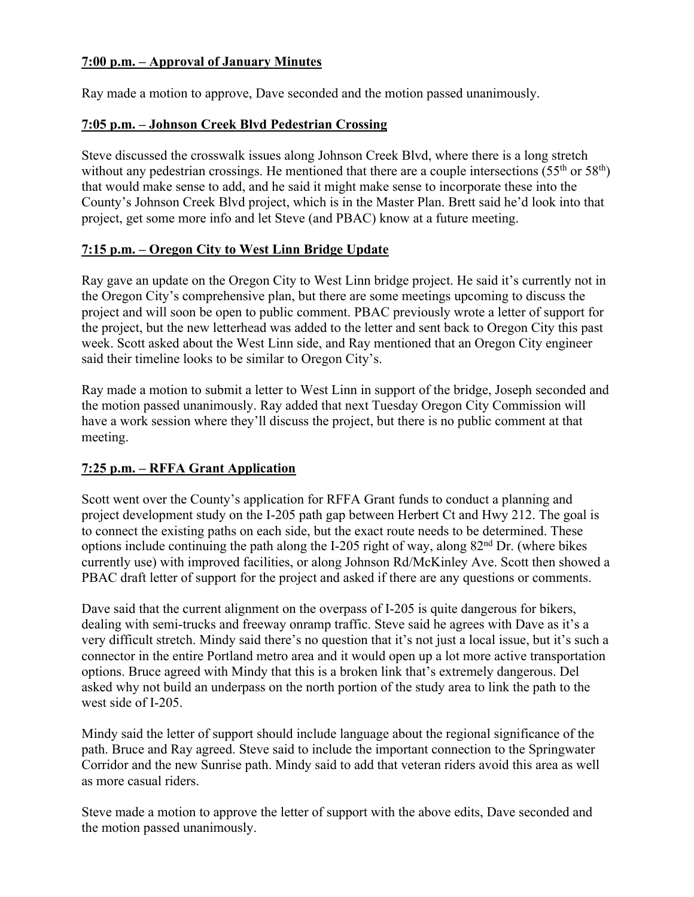**7:00 p.m. – Approval of January Minutes**

Ray made a motion to approve, Dave seconded and the motion passed unanimously.

**7:05 p.m. – Johnson Creek Blvd Pedestrian Crossing**

Steve discussed the crosswalk issues along Johnson Creek Blvd, where there is a long stretch without any pedestrian crossings. He mentioned that there are a couple intersections (55th or 58th) that would make sense to add, and he said it might make sense to incorporate these into the County's Johnson Creek Blvd project, which is in the Master Plan. Brett said he'd look into that project, get some more info and let Steve (and PBAC) know at a future meeting.

**7:15 p.m. – Oregon City to West Linn Bridge Update**

Ray gave an update on the Oregon City to West Linn bridge project. He said it's currently not in the Oregon City's comprehensive plan, but there are some meetings upcoming to discuss the project and will soon be open to public comment. PBAC previously wrote a letter of support for the project, but the new letterhead was added to the letter and sent back to Oregon City this past week. Scott asked about the West Linn side, and Ray mentioned that an Oregon City engineer said their timeline looks to be similar to Oregon City's.

Ray made a motion to submit a letter to West Linn in support of the bridge, Joseph seconded and the motion passed unanimously. Ray added that next Tuesday Oregon City Commission will have a work session where they'll discuss the project, but there is no public comment at that meeting.

**7:25 p.m. – RFFA Grant Application**

Scott went over the County's application for RFFA Grant funds to conduct a planning and project development study on the I-205 path gap between Herbert Ct and Hwy 212. The goal is to connect the existing paths on each side, but the exact route needs to be determined. These options include continuing the path along the I-205 right of way, along 82nd Dr. (where bikes currently use) with improved facilities, or along Johnson Rd/McKinley Ave. Scott then showed a PBAC draft letter of support for the project and asked if there are any questions or comments.

Dave said that the current alignment on the overpass of I-205 is quite dangerous for bikers, dealing with semi-trucks and freeway onramp traffic. Steve said he agrees with Dave as it's a very difficult stretch. Mindy said there's no question that it's not just a local issue, but it's such a connector in the entire Portland metro area and it would open up a lot more active transportation options. Bruce agreed with Mindy that this is a broken link that's extremely dangerous. Del asked why not build an underpass on the north portion of the study area to link the path to the west side of I-205.

Mindy said the letter of support should include language about the regional significance of the path. Bruce and Ray agreed. Steve said to include the important connection to the Springwater Corridor and the new Sunrise path. Mindy said to add that veteran riders avoid this area as well as more casual riders.

Steve made a motion to approve the letter of support with the above edits, Dave seconded and the motion passed unanimously.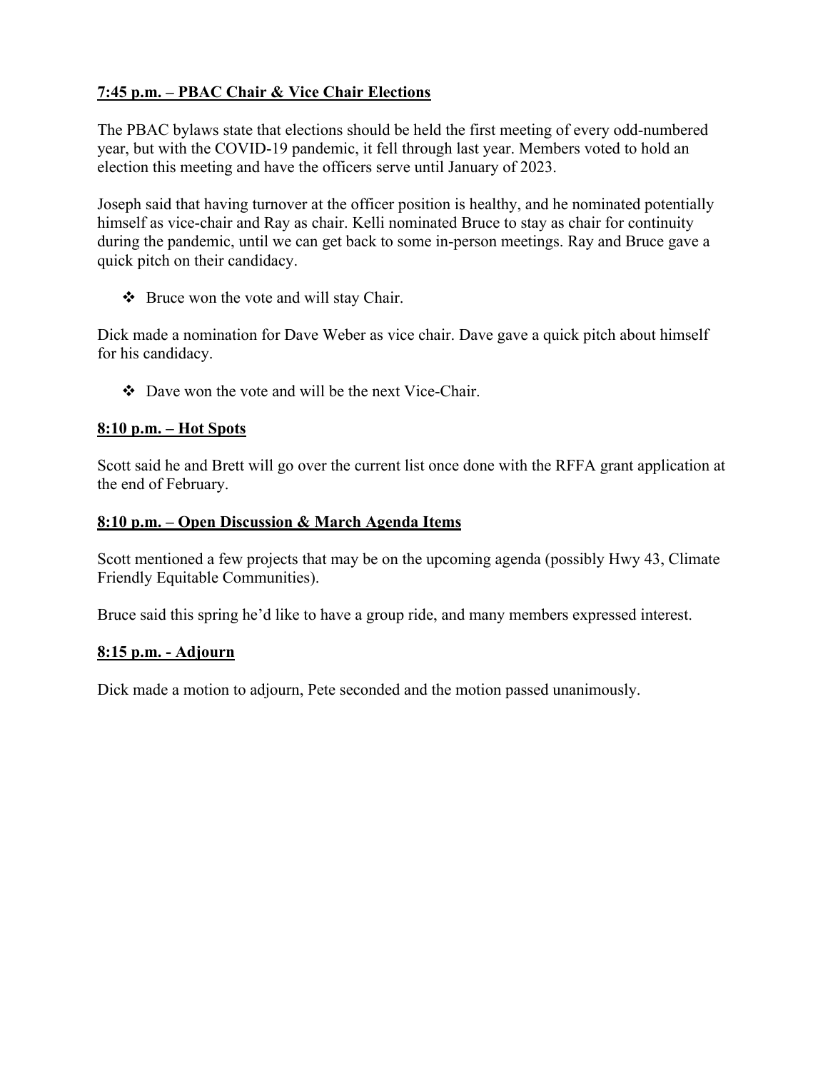**7:45 p.m. – PBAC Chair & Vice Chair Elections**

The PBAC bylaws state that elections should be held the first meeting of every odd-numbered year, but with the COVID-19 pandemic, it fell through last year. Members voted to hold an election this meeting and have the officers serve until January of 2023.

Joseph said that having turnover at the officer position is healthy, and he nominated potentially himself as vice-chair and Ray as chair. Kelli nominated Bruce to stay as chair for continuity during the pandemic, until we can get back to some in-person meetings. Ray and Bruce gave a quick pitch on their candidacy.

- Bruce won the vote and will stay Chair.

Dick made a nomination for Dave Weber as vice chair. Dave gave a quick pitch about himself for his candidacy.

- Dave won the vote and will be the next Vice-Chair.

**8:10 p.m. – Hot Spots**

Scott said he and Brett will go over the current list once done with the RFFA grant application at the end of February.

**8:10 p.m. – Open Discussion & March Agenda Items**

Scott mentioned a few projects that may be on the upcoming agenda (possibly Hwy 43, Climate Friendly Equitable Communities).

Bruce said this spring he'd like to have a group ride, and many members expressed interest.

**8:15 p.m. - Adjourn**

Dick made a motion to adjourn, Pete seconded and the motion passed unanimously.